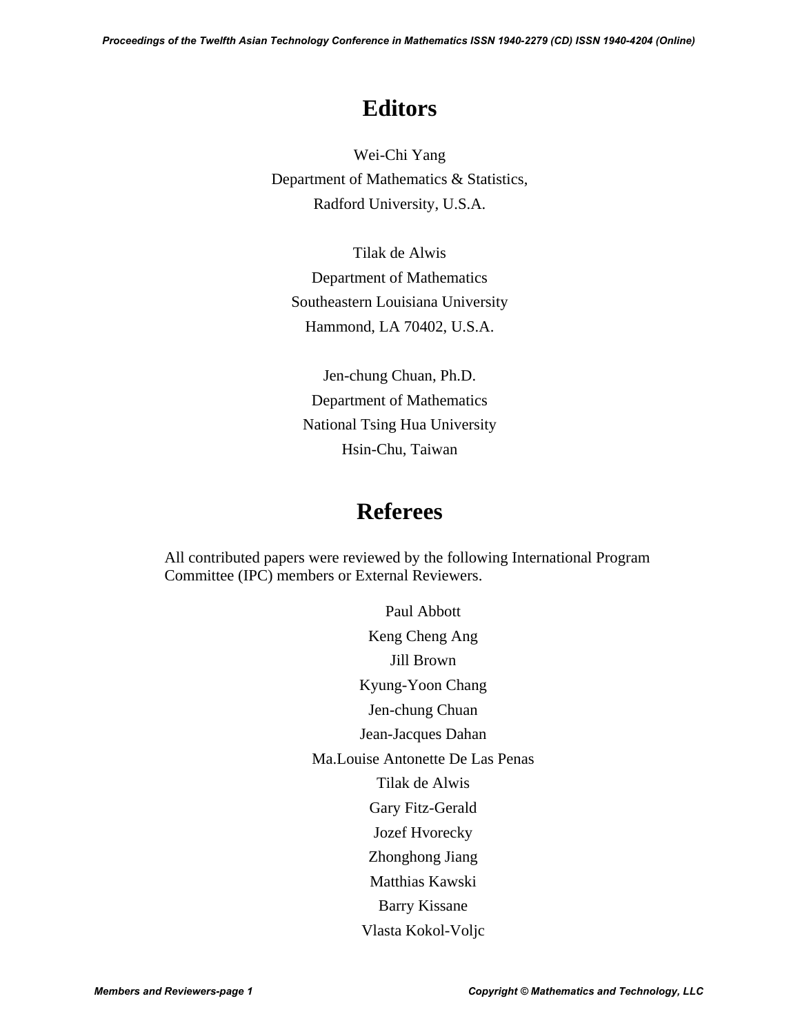# Editors

Wei-Chi Yang
Department of Mathematics & Statistics,
Radford University, U.S.A.

Tilak de Alwis
Department of Mathematics
Southeastern Louisiana University
Hammond, LA 70402, U.S.A.

Jen-chung Chuan, Ph.D.
Department of Mathematics
National Tsing Hua University
Hsin-Chu, Taiwan

# Referees

All contributed papers were reviewed by the following International Program Committee (IPC) members or External Reviewers.

Paul Abbott
Keng Cheng Ang
Jill Brown
Kyung-Yoon Chang
Jen-chung Chuan
Jean-Jacques Dahan
Ma.Louise Antonette De Las Penas
Tilak de Alwis
Gary Fitz-Gerald
Jozef Hvorecky
Zhonghong Jiang
Matthias Kawski
Barry Kissane
Vlasta Kokol-Voljc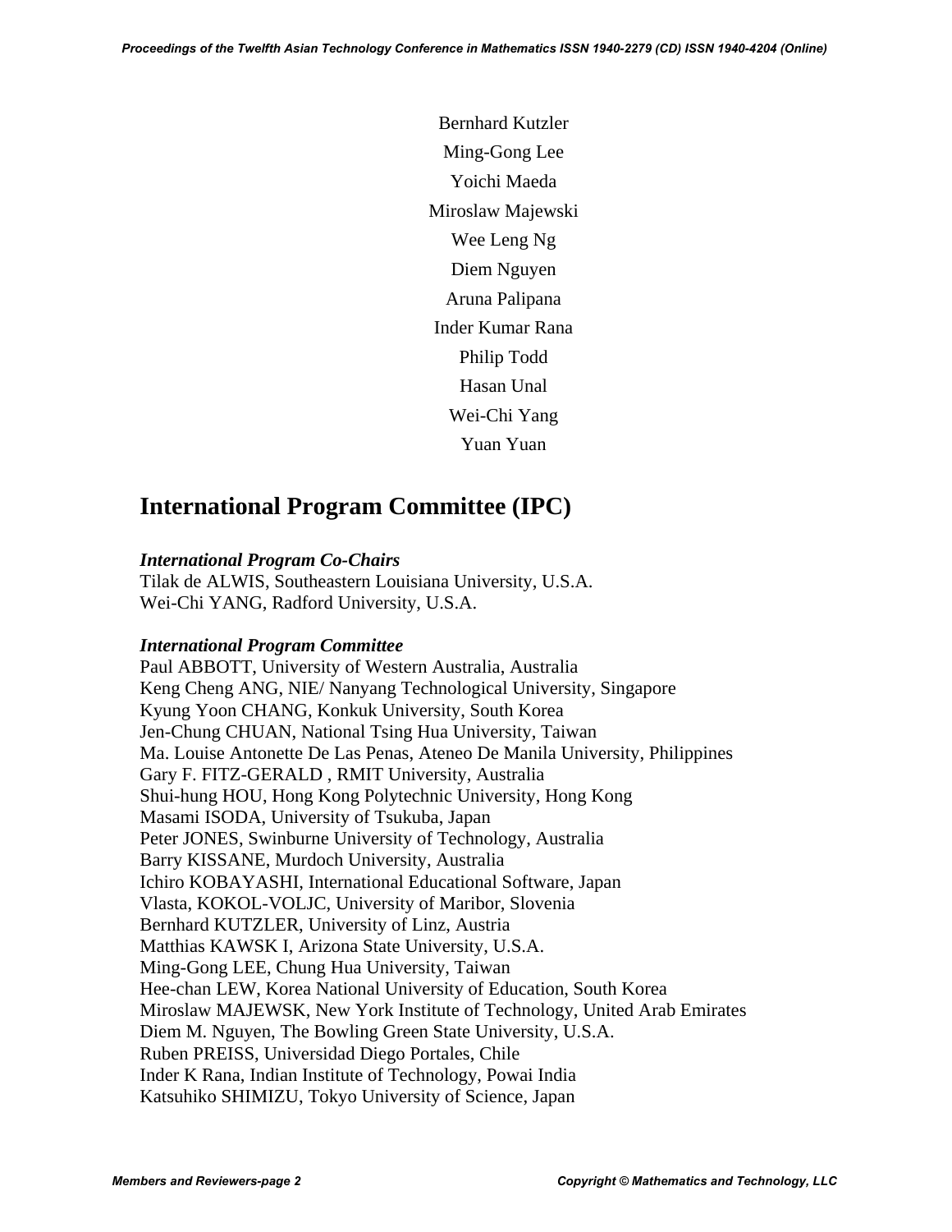Bernhard Kutzler

Ming-Gong Lee

Yoichi Maeda

Miroslaw Majewski

Wee Leng Ng

Diem Nguyen

Aruna Palipana

Inder Kumar Rana

Philip Todd

Hasan Unal

Wei-Chi Yang

Yuan Yuan

## International Program Committee (IPC)

***International Program Co-Chairs***

Tilak de ALWIS, Southeastern Louisiana University, U.S.A.
Wei-Chi YANG, Radford University, U.S.A.

***International Program Committee***

Paul ABBOTT, University of Western Australia, Australia
Keng Cheng ANG, NIE/ Nanyang Technological University, Singapore
Kyung Yoon CHANG, Konkuk University, South Korea
Jen-Chung CHUAN, National Tsing Hua University, Taiwan
Ma. Louise Antonette De Las Penas, Ateneo De Manila University, Philippines
Gary F. FITZ-GERALD , RMIT University, Australia
Shui-hung HOU, Hong Kong Polytechnic University, Hong Kong
Masami ISODA, University of Tsukuba, Japan
Peter JONES, Swinburne University of Technology, Australia
Barry KISSANE, Murdoch University, Australia
Ichiro KOBAYASHI, International Educational Software, Japan
Vlasta, KOKOL-VOLJC, University of Maribor, Slovenia
Bernhard KUTZLER, University of Linz, Austria
Matthias KAWSK I, Arizona State University, U.S.A.
Ming-Gong LEE, Chung Hua University, Taiwan
Hee-chan LEW, Korea National University of Education, South Korea
Miroslaw MAJEWSK, New York Institute of Technology, United Arab Emirates
Diem M. Nguyen, The Bowling Green State University, U.S.A.
Ruben PREISS, Universidad Diego Portales, Chile
Inder K Rana, Indian Institute of Technology, Powai India
Katsuhiko SHIMIZU, Tokyo University of Science, Japan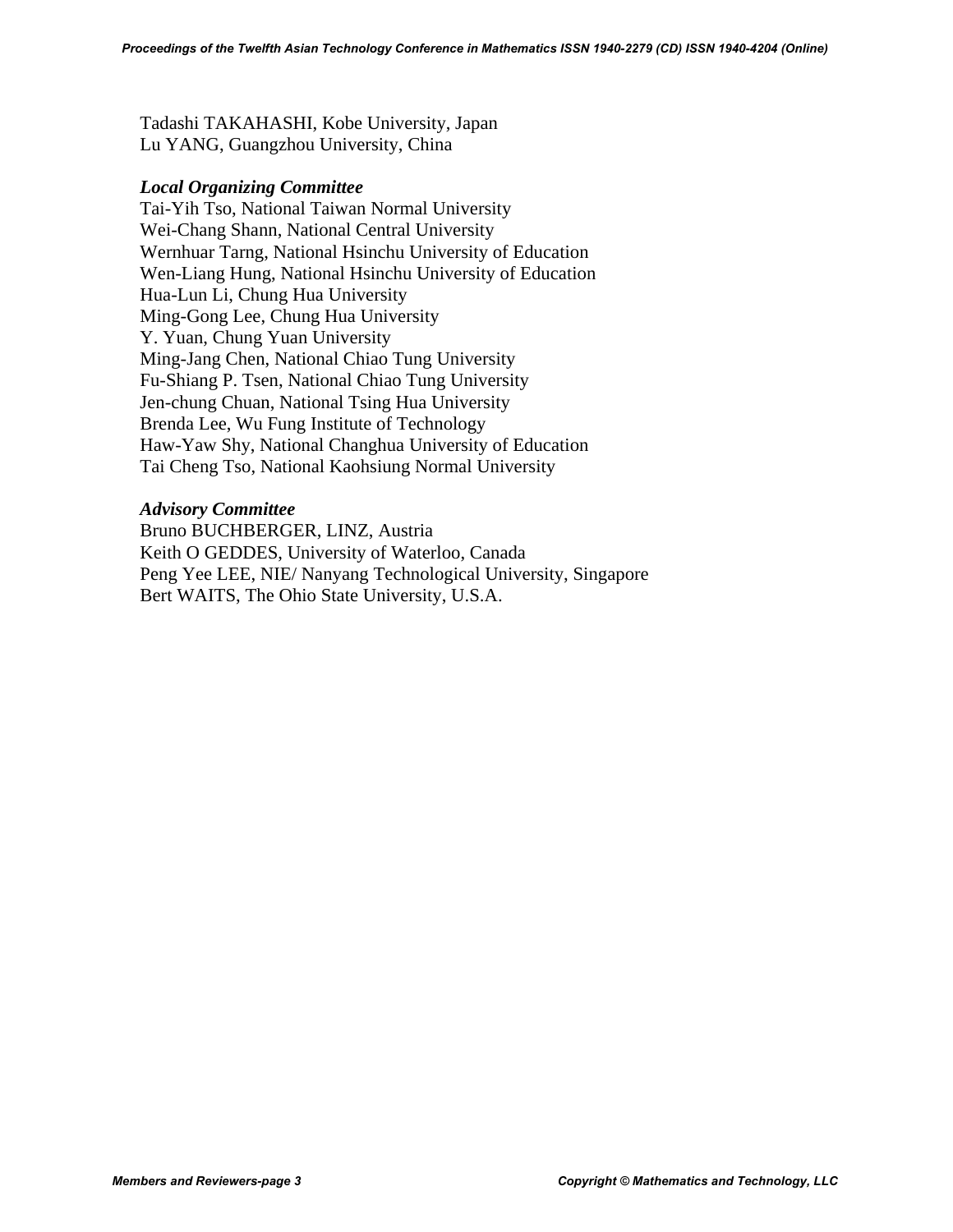Tadashi TAKAHASHI, Kobe University, Japan
Lu YANG, Guangzhou University, China

***Local Organizing Committee***

Tai-Yih Tso, National Taiwan Normal University
Wei-Chang Shann, National Central University
Wernhuar Tarng, National Hsinchu University of Education
Wen-Liang Hung, National Hsinchu University of Education
Hua-Lun Li, Chung Hua University
Ming-Gong Lee, Chung Hua University
Y. Yuan, Chung Yuan University
Ming-Jang Chen, National Chiao Tung University
Fu-Shiang P. Tsen, National Chiao Tung University
Jen-chung Chuan, National Tsing Hua University
Brenda Lee, Wu Fung Institute of Technology
Haw-Yaw Shy, National Changhua University of Education
Tai Cheng Tso, National Kaohsiung Normal University

***Advisory Committee***

Bruno BUCHBERGER, LINZ, Austria
Keith O GEDDES, University of Waterloo, Canada
Peng Yee LEE, NIE/ Nanyang Technological University, Singapore
Bert WAITS, The Ohio State University, U.S.A.